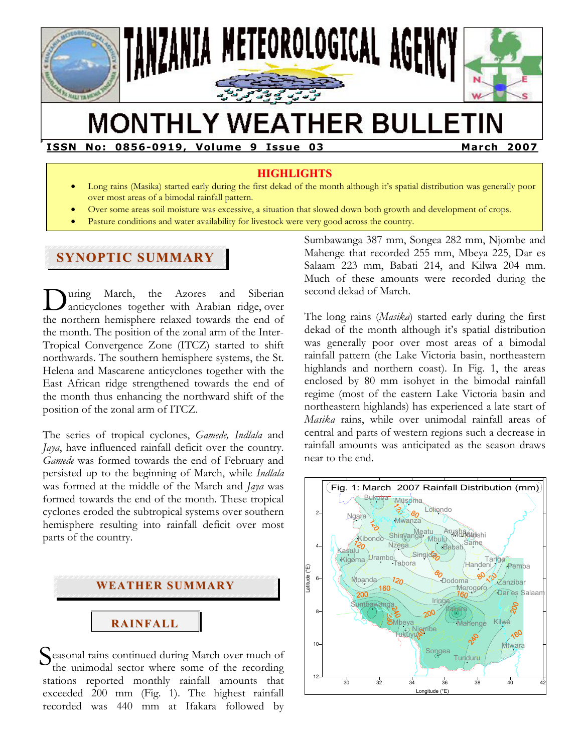# TANZANIA METEOROLOGICAL AGENCY

# MONTHLY WEATHER BULLETIN

**ISSN No: 0856-0919, Volume 9 Issue 03** **March 2007**

## HIGHLIGHTS

- Long rains (Masika) started early during the first dekad of the month although it's spatial distribution was generally poor over most areas of a bimodal rainfall pattern.
- Over some areas soil moisture was excessive, a situation that slowed down both growth and development of crops.
- Pasture conditions and water availability for livestock were very good across the country.

## SYNOPTIC SUMMARY

During March, the Azores and Siberian anticyclones together with Arabian ridge, over the northern hemisphere relaxed towards the end of the month. The position of the zonal arm of the Inter-Tropical Convergence Zone (ITCZ) started to shift northwards. The southern hemisphere systems, the St. Helena and Mascarene anticyclones together with the East African ridge strengthened towards the end of the month thus enhancing the northward shift of the position of the zonal arm of ITCZ.

The series of tropical cyclones, *Gamede, Indlala* and *Jaya*, have influenced rainfall deficit over the country. *Gamede* was formed towards the end of February and persisted up to the beginning of March, while *Indlala* was formed at the middle of the March and *Jaya* was formed towards the end of the month. These tropical cyclones eroded the subtropical systems over southern hemisphere resulting into rainfall deficit over most parts of the country.

## WEATHER SUMMARY

### RAINFALL

Seasonal rains continued during March over much of the unimodal sector where some of the recording stations reported monthly rainfall amounts that exceeded 200 mm (Fig. 1). The highest rainfall recorded was 440 mm at Ifakara followed by Sumbawanga 387 mm, Songea 282 mm, Njombe and Mahenge that recorded 255 mm, Mbeya 225, Dar es Salaam 223 mm, Babati 214, and Kilwa 204 mm. Much of these amounts were recorded during the second dekad of March.

The long rains (*Masika*) started early during the first dekad of the month although it's spatial distribution was generally poor over most areas of a bimodal rainfall pattern (the Lake Victoria basin, northeastern highlands and northern coast). In Fig. 1, the areas enclosed by 80 mm isohyet in the bimodal rainfall regime (most of the eastern Lake Victoria basin and northeastern highlands) has experienced a late start of *Masika* rains, while over unimodal rainfall areas of central and parts of western regions such a decrease in rainfall amounts was anticipated as the season draws near to the end.

Fig. 1: March 2007 Rainfall Distribution (mm)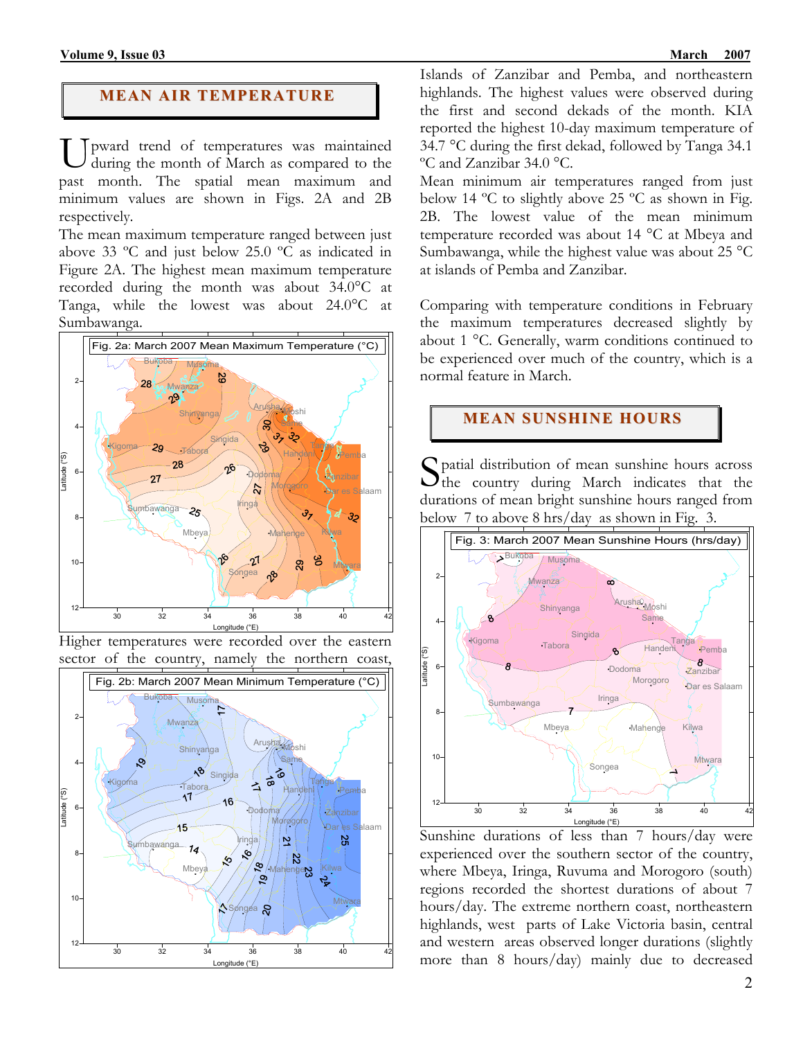## MEAN AIR TEMPERATURE

Upward trend of temperatures was maintained during the month of March as compared to the past month. The spatial mean maximum and minimum values are shown in Figs. 2A and 2B respectively.

The mean maximum temperature ranged between just above 33 ºC and just below 25.0 ºC as indicated in Figure 2A. The highest mean maximum temperature recorded during the month was about 34.0°C at Tanga, while the lowest was about 24.0°C at Sumbawanga.

Fig. 2a: March 2007 Mean Maximum Temperature (°C)

Higher temperatures were recorded over the eastern sector of the country, namely the northern coast, Islands of Zanzibar and Pemba, and northeastern highlands. The highest values were observed during the first and second dekads of the month. KIA reported the highest 10-day maximum temperature of 34.7 °C during the first dekad, followed by Tanga 34.1 ºC and Zanzibar 34.0 °C.

Fig. 2b: March 2007 Mean Minimum Temperature (°C)

Mean minimum air temperatures ranged from just below 14 ºC to slightly above 25 ºC as shown in Fig. 2B. The lowest value of the mean minimum temperature recorded was about 14 °C at Mbeya and Sumbawanga, while the highest value was about 25 °C at islands of Pemba and Zanzibar.

Comparing with temperature conditions in February the maximum temperatures decreased slightly by about 1 °C. Generally, warm conditions continued to be experienced over much of the country, which is a normal feature in March.

## MEAN SUNSHINE HOURS

Spatial distribution of mean sunshine hours across the country during March indicates that the durations of mean bright sunshine hours ranged from below 7 to above 8 hrs/day as shown in Fig. 3.

Fig. 3: March 2007 Mean Sunshine Hours (hrs/day)

Sunshine durations of less than 7 hours/day were experienced over the southern sector of the country, where Mbeya, Iringa, Ruvuma and Morogoro (south) regions recorded the shortest durations of about 7 hours/day. The extreme northern coast, northeastern highlands, west parts of Lake Victoria basin, central and western areas observed longer durations (slightly more than 8 hours/day) mainly due to decreased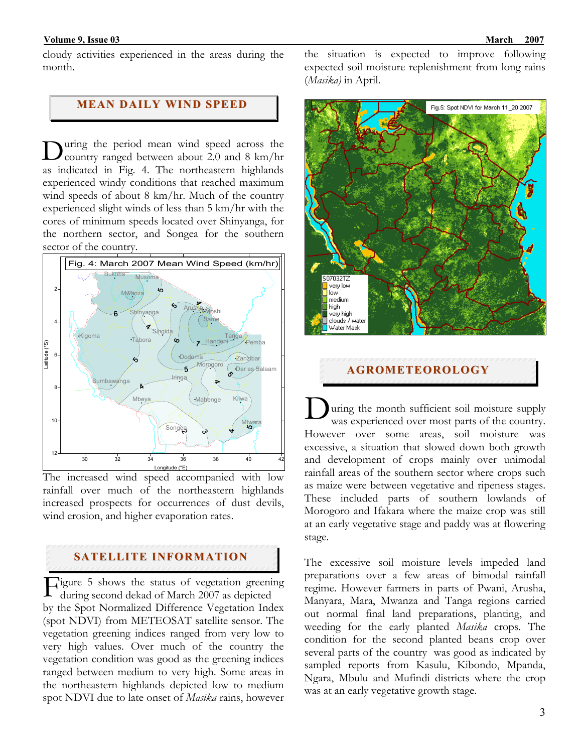cloudy activities experienced in the areas during the month.

## MEAN DAILY WIND SPEED

During the period mean wind speed across the country ranged between about 2.0 and 8 km/hr as indicated in Fig. 4. The northeastern highlands experienced windy conditions that reached maximum wind speeds of about 8 km/hr. Much of the country experienced slight winds of less than 5 km/hr with the cores of minimum speeds located over Shinyanga, for the northern sector, and Songea for the southern sector of the country.

Fig. 4: March 2007 Mean Wind Speed (km/hr)

The increased wind speed accompanied with low rainfall over much of the northeastern highlands increased prospects for occurrences of dust devils, wind erosion, and higher evaporation rates.

## SATELLITE INFORMATION

Figure 5 shows the status of vegetation greening during second dekad of March 2007 as depicted by the Spot Normalized Difference Vegetation Index (spot NDVI) from METEOSAT satellite sensor. The vegetation greening indices ranged from very low to very high values. Over much of the country the vegetation condition was good as the greening indices ranged between medium to very high. Some areas in the northeastern highlands depicted low to medium spot NDVI due to late onset of *Masika* rains, however the situation is expected to improve following expected soil moisture replenishment from long rains (*Masika)* in April.

Fig.5: Spot NDVI for March 11_20 2007

## AGROMETEOROLOGY

During the month sufficient soil moisture supply was experienced over most parts of the country. However over some areas, soil moisture was excessive, a situation that slowed down both growth and development of crops mainly over unimodal rainfall areas of the southern sector where crops such as maize were between vegetative and ripeness stages. These included parts of southern lowlands of Morogoro and Ifakara where the maize crop was still at an early vegetative stage and paddy was at flowering stage.

The excessive soil moisture levels impeded land preparations over a few areas of bimodal rainfall regime. However farmers in parts of Pwani, Arusha, Manyara, Mara, Mwanza and Tanga regions carried out normal final land preparations, planting, and weeding for the early planted *Masika* crops. The condition for the second planted beans crop over several parts of the country was good as indicated by sampled reports from Kasulu, Kibondo, Mpanda, Ngara, Mbulu and Mufindi districts where the crop was at an early vegetative growth stage.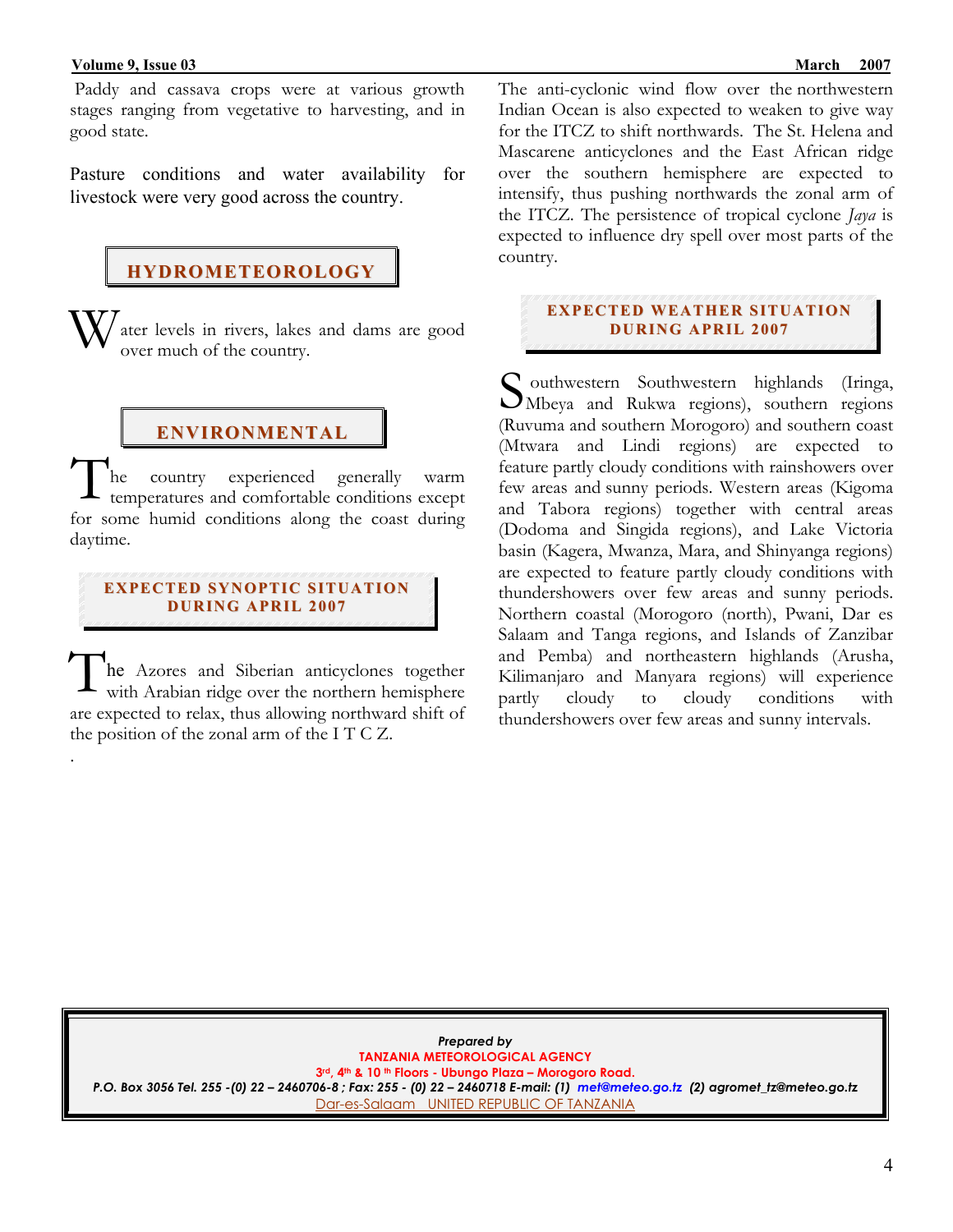Paddy and cassava crops were at various growth stages ranging from vegetative to harvesting, and in good state.

Pasture conditions and water availability for livestock were very good across the country.

## HYDROMETEOROLOGY

Water levels in rivers, lakes and dams are good over much of the country.

## ENVIRONMENTAL

The country experienced generally warm temperatures and comfortable conditions except for some humid conditions along the coast during daytime.

## EXPECTED SYNOPTIC SITUATION DURING APRIL 2007

The Azores and Siberian anticyclones together with Arabian ridge over the northern hemisphere are expected to relax, thus allowing northward shift of the position of the zonal arm of the I T C Z.

.

The anti-cyclonic wind flow over the northwestern Indian Ocean is also expected to weaken to give way for the ITCZ to shift northwards. The St. Helena and Mascarene anticyclones and the East African ridge over the southern hemisphere are expected to intensify, thus pushing northwards the zonal arm of the ITCZ. The persistence of tropical cyclone *Jaya* is expected to influence dry spell over most parts of the country.

## EXPECTED WEATHER SITUATION DURING APRIL 2007

Southwestern Southwestern highlands (Iringa, Mbeya and Rukwa regions), southern regions (Ruvuma and southern Morogoro) and southern coast (Mtwara and Lindi regions) are expected to feature partly cloudy conditions with rainshowers over few areas and sunny periods. Western areas (Kigoma and Tabora regions) together with central areas (Dodoma and Singida regions), and Lake Victoria basin (Kagera, Mwanza, Mara, and Shinyanga regions) are expected to feature partly cloudy conditions with thundershowers over few areas and sunny periods. Northern coastal (Morogoro (north), Pwani, Dar es Salaam and Tanga regions, and Islands of Zanzibar and Pemba) and northeastern highlands (Arusha, Kilimanjaro and Manyara regions) will experience partly cloudy to cloudy conditions with thundershowers over few areas and sunny intervals.

*Prepared by*
**TANZANIA METEOROLOGICAL AGENCY**
**3rd, 4th & 10 th Floors - Ubungo Plaza – Morogoro Road.**
*P.O. Box 3056 Tel. 255 -(0) 22 – 2460706-8 ; Fax: 255 - (0) 22 – 2460718 E-mail: (1) met@meteo.go.tz (2) agromet_tz@meteo.go.tz*
Dar-es-Salaam UNITED REPUBLIC OF TANZANIA